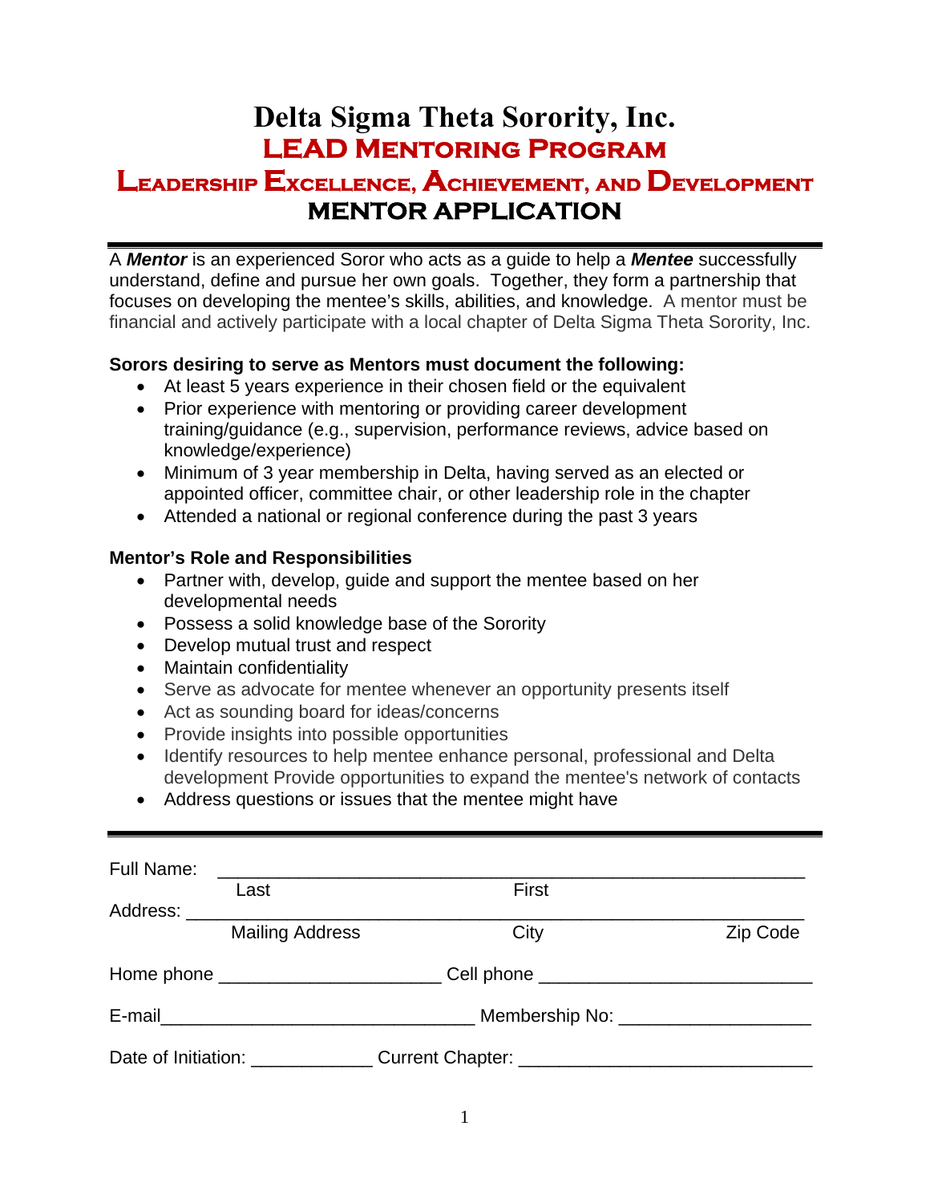# Delta Sigma Theta Sorority, Inc.

## LEAD Mentoring Program

## Leadership Excellence, Achievement, and Development

## MENTOR APPLICATION

---

A ***Mentor*** is an experienced Soror who acts as a guide to help a ***Mentee*** successfully understand, define and pursue her own goals. Together, they form a partnership that focuses on developing the mentee's skills, abilities, and knowledge. A mentor must be financial and actively participate with a local chapter of Delta Sigma Theta Sorority, Inc.

**Sorors desiring to serve as Mentors must document the following:**

- At least 5 years experience in their chosen field or the equivalent
- Prior experience with mentoring or providing career development training/guidance (e.g., supervision, performance reviews, advice based on knowledge/experience)
- Minimum of 3 year membership in Delta, having served as an elected or appointed officer, committee chair, or other leadership role in the chapter
- Attended a national or regional conference during the past 3 years

**Mentor's Role and Responsibilities**

- Partner with, develop, guide and support the mentee based on her developmental needs
- Possess a solid knowledge base of the Sorority
- Develop mutual trust and respect
- Maintain confidentiality
- Serve as advocate for mentee whenever an opportunity presents itself
- Act as sounding board for ideas/concerns
- Provide insights into possible opportunities
- Identify resources to help mentee enhance personal, professional and Delta development Provide opportunities to expand the mentee's network of contacts
- Address questions or issues that the mentee might have

---

Full Name: ____________________________________________________________
Last First

Address: ______________________________________________________________
Mailing Address City Zip Code

Home phone ______________________ Cell phone ___________________________

E-mail_______________________________ Membership No: ___________________

Date of Initiation: ____________ Current Chapter: ____________________________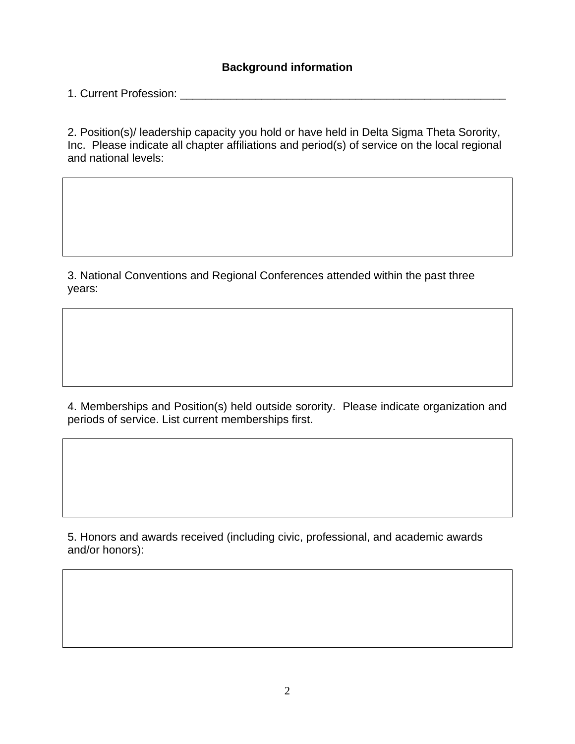## Background information

1. Current Profession: _______________________________________________________

2. Position(s)/ leadership capacity you hold or have held in Delta Sigma Theta Sorority, Inc. Please indicate all chapter affiliations and period(s) of service on the local regional and national levels:

3. National Conventions and Regional Conferences attended within the past three years:

4. Memberships and Position(s) held outside sorority. Please indicate organization and periods of service. List current memberships first.

5. Honors and awards received (including civic, professional, and academic awards and/or honors):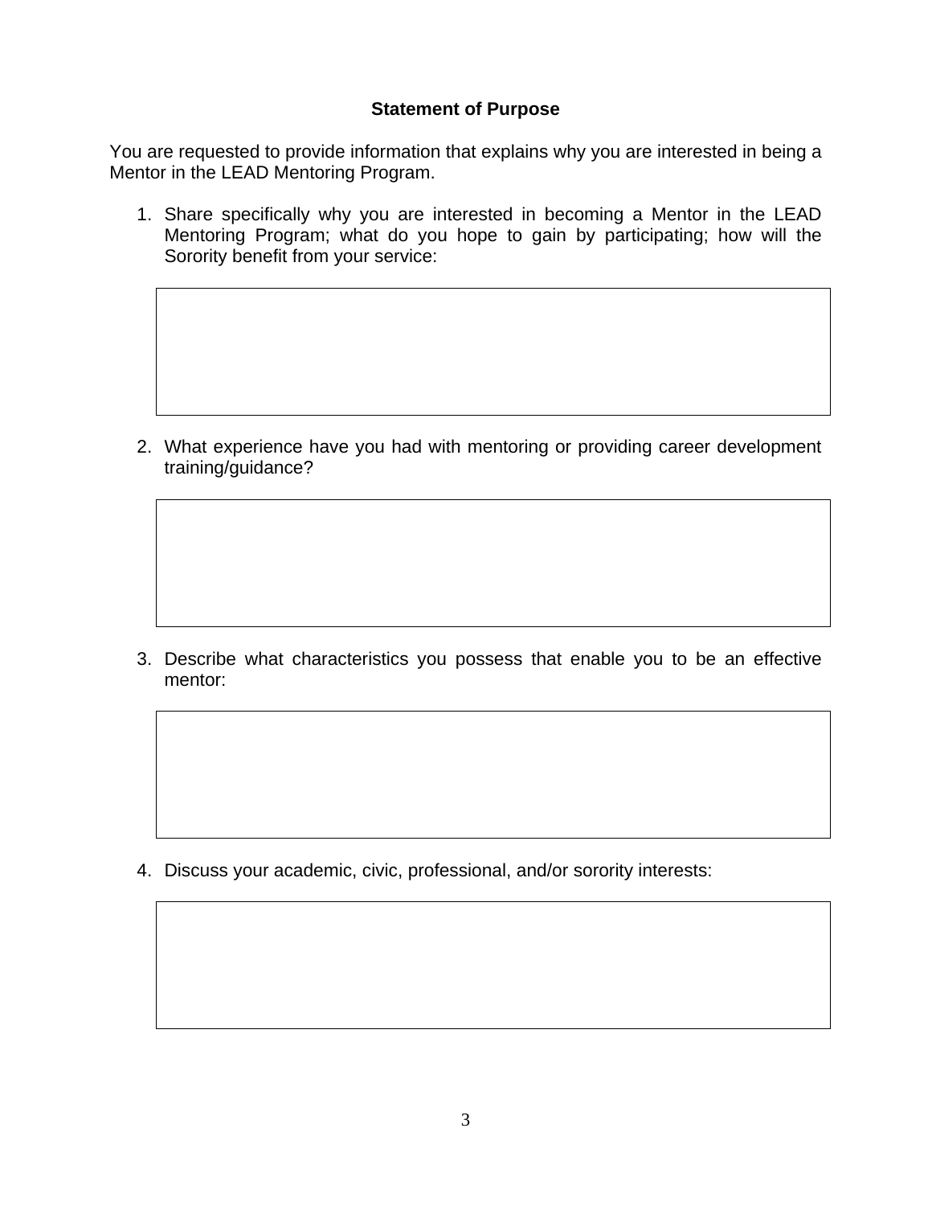## Statement of Purpose

You are requested to provide information that explains why you are interested in being a Mentor in the LEAD Mentoring Program.

1. Share specifically why you are interested in becoming a Mentor in the LEAD Mentoring Program; what do you hope to gain by participating; how will the Sorority benefit from your service:

2. What experience have you had with mentoring or providing career development training/guidance?

3. Describe what characteristics you possess that enable you to be an effective mentor:

4. Discuss your academic, civic, professional, and/or sorority interests: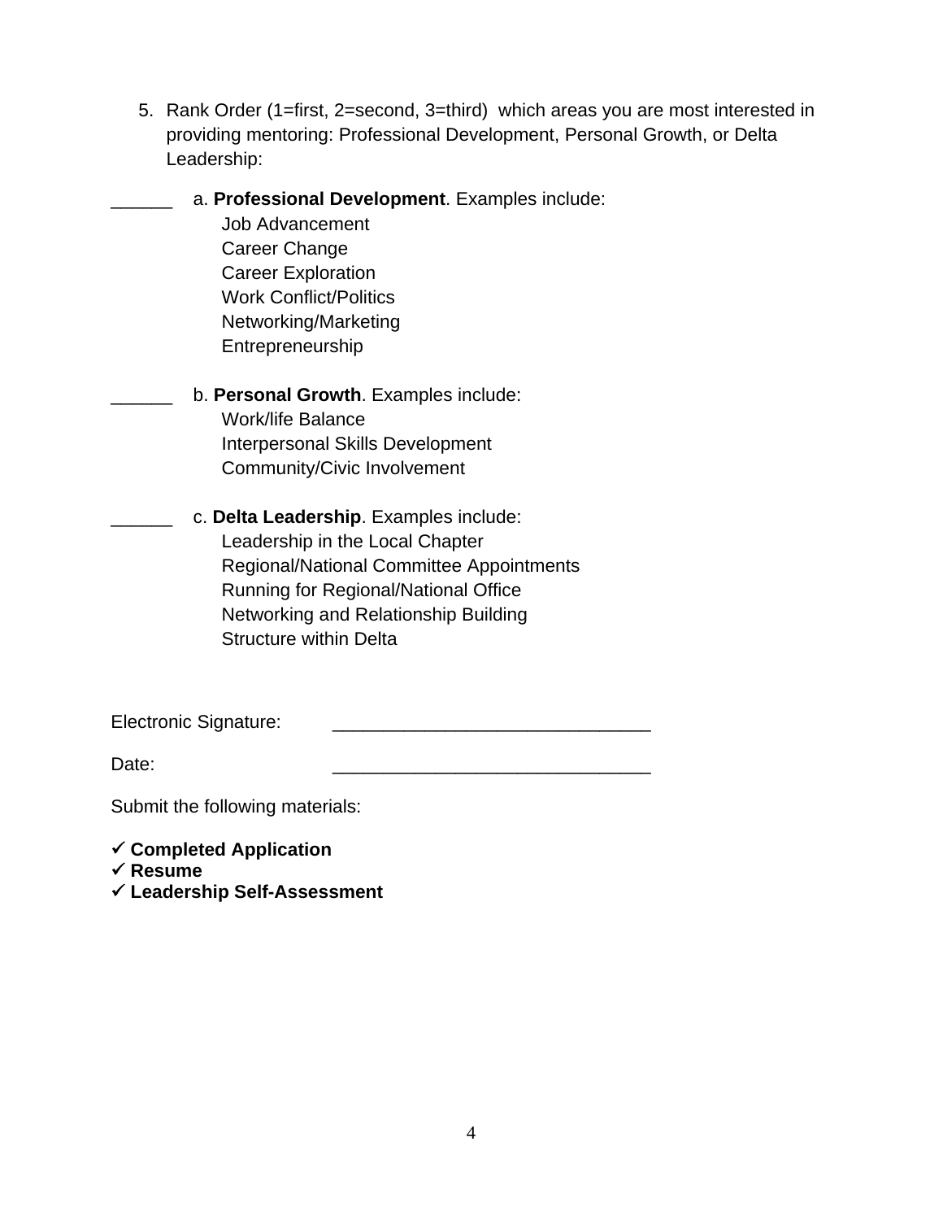5. Rank Order (1=first, 2=second, 3=third) which areas you are most interested in providing mentoring: Professional Development, Personal Growth, or Delta Leadership:

______ a. **Professional Development**. Examples include:
- Job Advancement
- Career Change
- Career Exploration
- Work Conflict/Politics
- Networking/Marketing
- Entrepreneurship

______ b. **Personal Growth**. Examples include:
- Work/life Balance
- Interpersonal Skills Development
- Community/Civic Involvement

______ c. **Delta Leadership**. Examples include:
- Leadership in the Local Chapter
- Regional/National Committee Appointments
- Running for Regional/National Office
- Networking and Relationship Building
- Structure within Delta

Electronic Signature: ______________________________

Date: ______________________________

Submit the following materials:

✓ **Completed Application**
✓ **Resume**
✓ **Leadership Self-Assessment**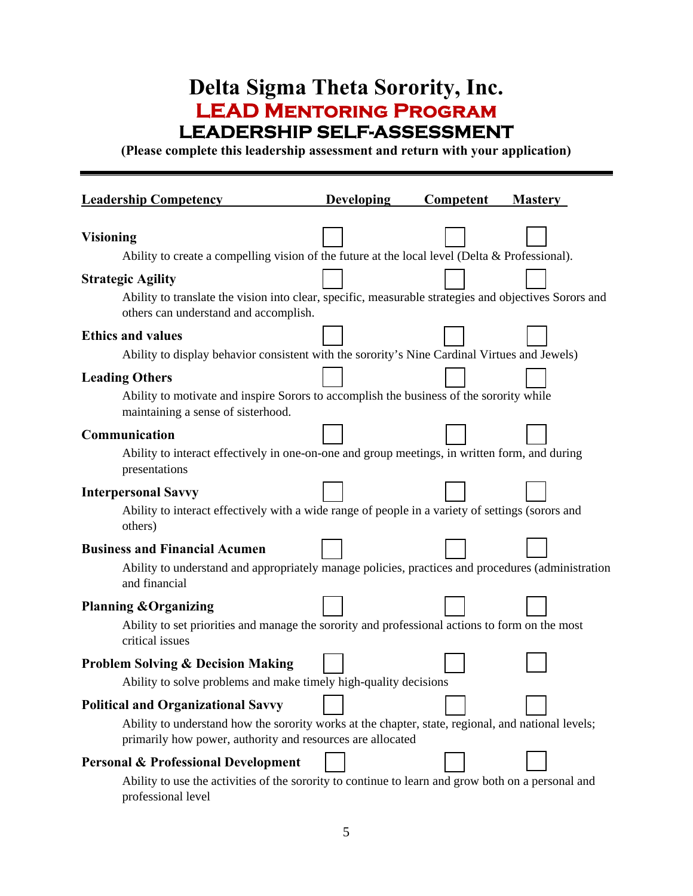# Delta Sigma Theta Sorority, Inc.

## LEAD Mentoring Program

## LEADERSHIP SELF-ASSESSMENT

**(Please complete this leadership assessment and return with your application)**

| Leadership Competency | Developing | Competent | Mastery |
|---|---|---|---|
| **Visioning**<br>Ability to create a compelling vision of the future at the local level (Delta & Professional). | ☐ | ☐ | ☐ |
| **Strategic Agility**<br>Ability to translate the vision into clear, specific, measurable strategies and objectives Sorors and others can understand and accomplish. | ☐ | ☐ | ☐ |
| **Ethics and values**<br>Ability to display behavior consistent with the sorority's Nine Cardinal Virtues and Jewels) | ☐ | ☐ | ☐ |
| **Leading Others**<br>Ability to motivate and inspire Sorors to accomplish the business of the sorority while maintaining a sense of sisterhood. | ☐ | ☐ | ☐ |
| **Communication**<br>Ability to interact effectively in one-on-one and group meetings, in written form, and during presentations | ☐ | ☐ | ☐ |
| **Interpersonal Savvy**<br>Ability to interact effectively with a wide range of people in a variety of settings (sorors and others) | ☐ | ☐ | ☐ |
| **Business and Financial Acumen**<br>Ability to understand and appropriately manage policies, practices and procedures (administration and financial | ☐ | ☐ | ☐ |
| **Planning &Organizing**<br>Ability to set priorities and manage the sorority and professional actions to form on the most critical issues | ☐ | ☐ | ☐ |
| **Problem Solving & Decision Making**<br>Ability to solve problems and make timely high-quality decisions | ☐ | ☐ | ☐ |
| **Political and Organizational Savvy**<br>Ability to understand how the sorority works at the chapter, state, regional, and national levels; primarily how power, authority and resources are allocated | ☐ | ☐ | ☐ |
| **Personal & Professional Development**<br>Ability to use the activities of the sorority to continue to learn and grow both on a personal and professional level | ☐ | ☐ | ☐ |